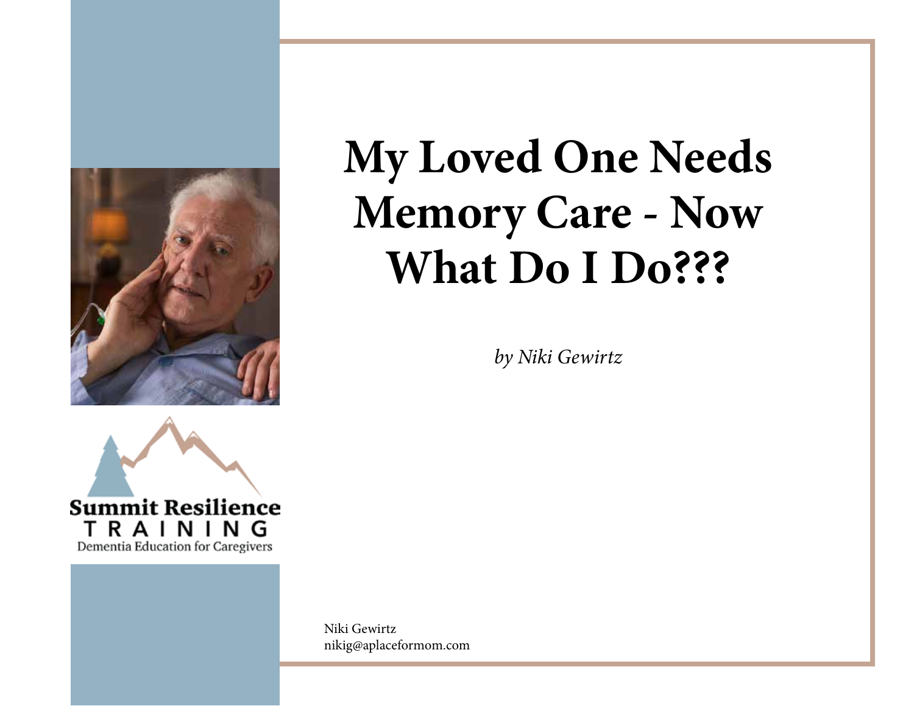# My Loved One Needs Memory Care - Now What Do I Do???

*by Niki Gewirtz*

Summit Resilience
TRAINING
Dementia Education for Caregivers

Niki Gewirtz
nikig@aplaceformom.com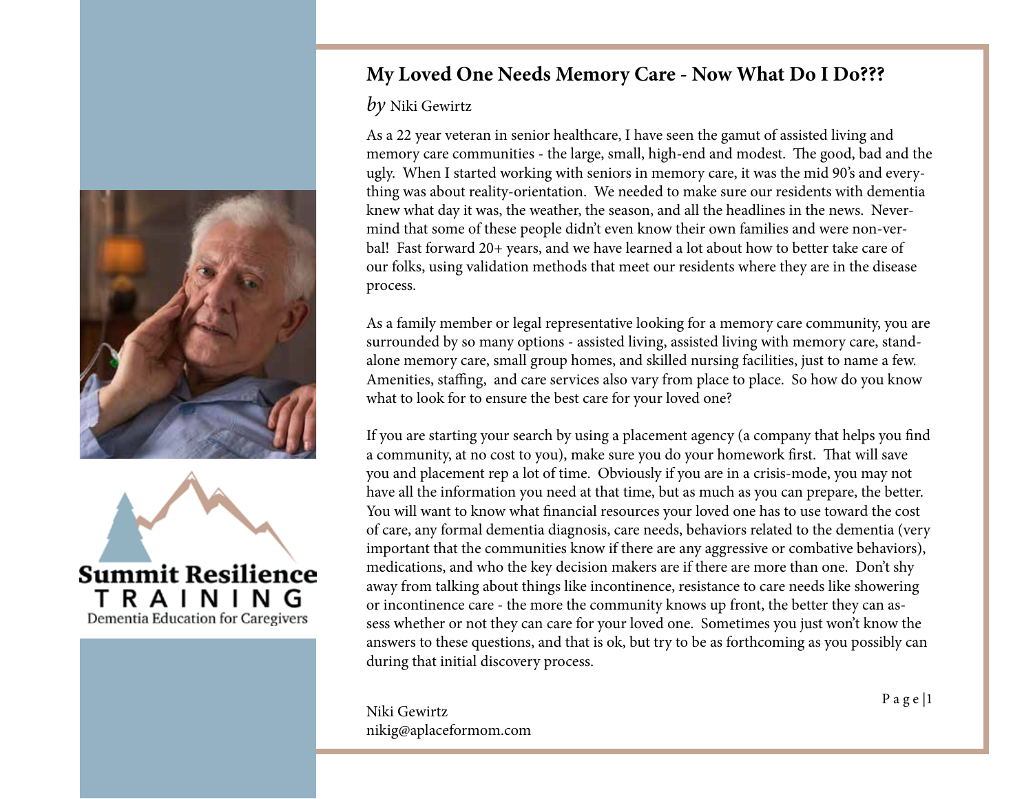## My Loved One Needs Memory Care - Now What Do I Do???

*by* Niki Gewirtz

As a 22 year veteran in senior healthcare, I have seen the gamut of assisted living and memory care communities - the large, small, high-end and modest. The good, bad and the ugly. When I started working with seniors in memory care, it was the mid 90's and everything was about reality-orientation. We needed to make sure our residents with dementia knew what day it was, the weather, the season, and all the headlines in the news. Nevermind that some of these people didn't even know their own families and were non-verbal! Fast forward 20+ years, and we have learned a lot about how to better take care of our folks, using validation methods that meet our residents where they are in the disease process.

As a family member or legal representative looking for a memory care community, you are surrounded by so many options - assisted living, assisted living with memory care, standalone memory care, small group homes, and skilled nursing facilities, just to name a few. Amenities, staffing, and care services also vary from place to place. So how do you know what to look for to ensure the best care for your loved one?

If you are starting your search by using a placement agency (a company that helps you find a community, at no cost to you), make sure you do your homework first. That will save you and placement rep a lot of time. Obviously if you are in a crisis-mode, you may not have all the information you need at that time, but as much as you can prepare, the better. You will want to know what financial resources your loved one has to use toward the cost of care, any formal dementia diagnosis, care needs, behaviors related to the dementia (very important that the communities know if there are any aggressive or combative behaviors), medications, and who the key decision makers are if there are more than one. Don't shy away from talking about things like incontinence, resistance to care needs like showering or incontinence care - the more the community knows up front, the better they can assess whether or not they can care for your loved one. Sometimes you just won't know the answers to these questions, and that is ok, but try to be as forthcoming as you possibly can during that initial discovery process.

Summit Resilience TRAINING
Dementia Education for Caregivers

Niki Gewirtz
nikig@aplaceformom.com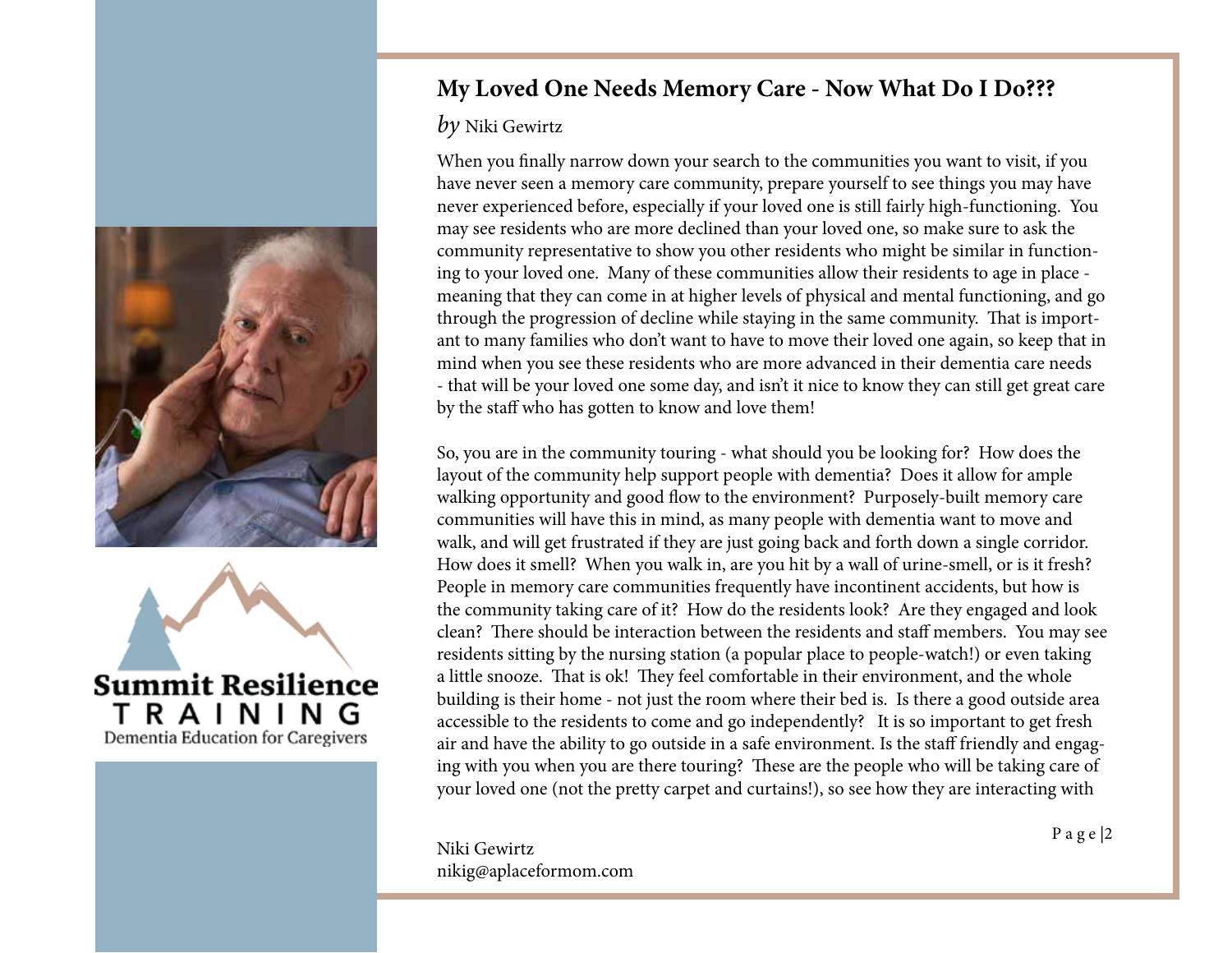## My Loved One Needs Memory Care - Now What Do I Do???

*by* Niki Gewirtz

When you finally narrow down your search to the communities you want to visit, if you have never seen a memory care community, prepare yourself to see things you may have never experienced before, especially if your loved one is still fairly high-functioning. You may see residents who are more declined than your loved one, so make sure to ask the community representative to show you other residents who might be similar in functioning to your loved one. Many of these communities allow their residents to age in place - meaning that they can come in at higher levels of physical and mental functioning, and go through the progression of decline while staying in the same community. That is important to many families who don't want to have to move their loved one again, so keep that in mind when you see these residents who are more advanced in their dementia care needs - that will be your loved one some day, and isn't it nice to know they can still get great care by the staff who has gotten to know and love them!

So, you are in the community touring - what should you be looking for? How does the layout of the community help support people with dementia? Does it allow for ample walking opportunity and good flow to the environment? Purposely-built memory care communities will have this in mind, as many people with dementia want to move and walk, and will get frustrated if they are just going back and forth down a single corridor. How does it smell? When you walk in, are you hit by a wall of urine-smell, or is it fresh? People in memory care communities frequently have incontinent accidents, but how is the community taking care of it? How do the residents look? Are they engaged and look clean? There should be interaction between the residents and staff members. You may see residents sitting by the nursing station (a popular place to people-watch!) or even taking a little snooze. That is ok! They feel comfortable in their environment, and the whole building is their home - not just the room where their bed is. Is there a good outside area accessible to the residents to come and go independently? It is so important to get fresh air and have the ability to go outside in a safe environment. Is the staff friendly and engaging with you when you are there touring? These are the people who will be taking care of your loved one (not the pretty carpet and curtains!), so see how they are interacting with

**Summit Resilience TRAINING**
Dementia Education for Caregivers

Niki Gewirtz
nikig@aplaceformom.com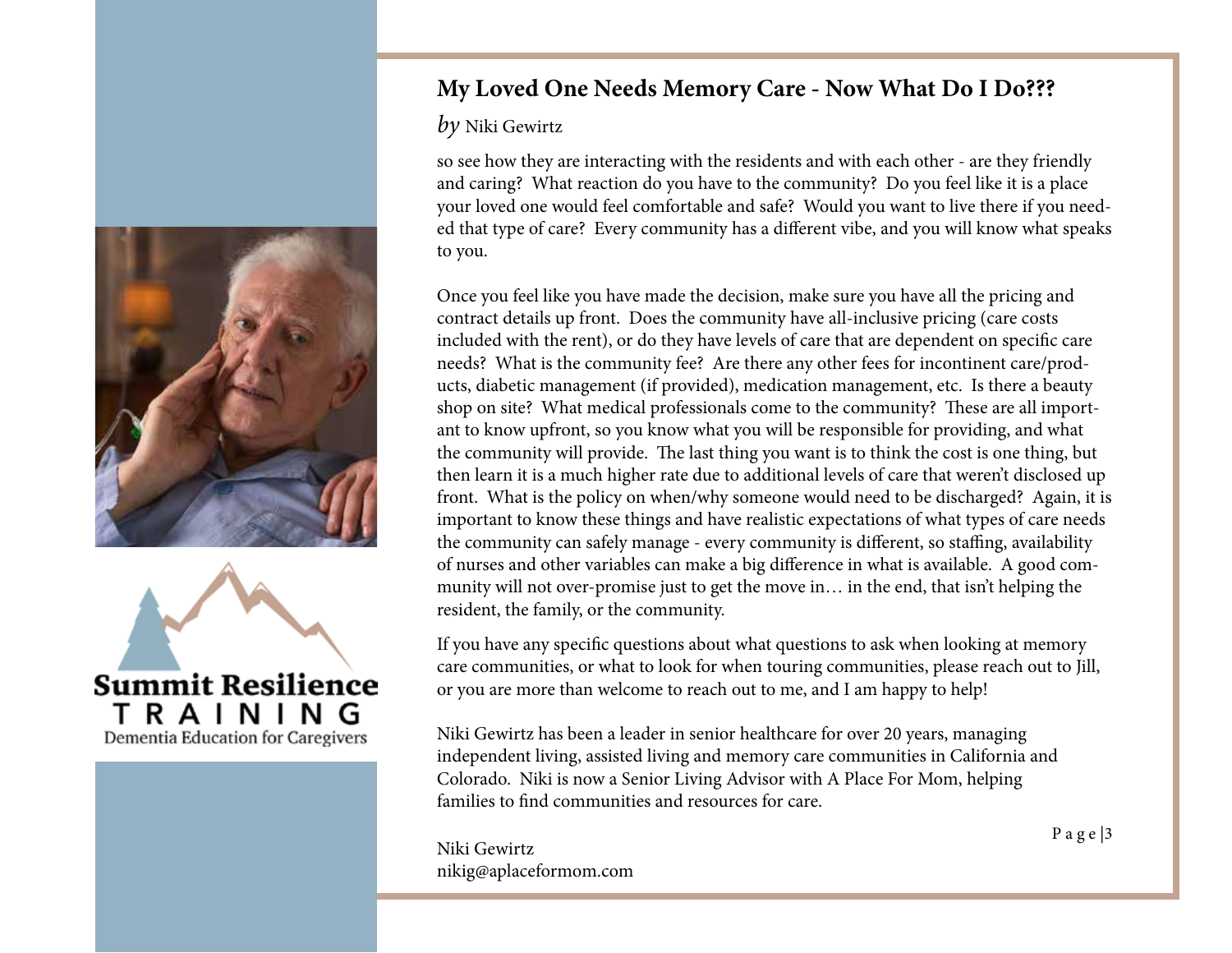## My Loved One Needs Memory Care - Now What Do I Do???

*by* Niki Gewirtz

so see how they are interacting with the residents and with each other - are they friendly and caring? What reaction do you have to the community? Do you feel like it is a place your loved one would feel comfortable and safe? Would you want to live there if you needed that type of care? Every community has a different vibe, and you will know what speaks to you.

Once you feel like you have made the decision, make sure you have all the pricing and contract details up front. Does the community have all-inclusive pricing (care costs included with the rent), or do they have levels of care that are dependent on specific care needs? What is the community fee? Are there any other fees for incontinent care/products, diabetic management (if provided), medication management, etc. Is there a beauty shop on site? What medical professionals come to the community? These are all important to know upfront, so you know what you will be responsible for providing, and what the community will provide. The last thing you want is to think the cost is one thing, but then learn it is a much higher rate due to additional levels of care that weren't disclosed up front. What is the policy on when/why someone would need to be discharged? Again, it is important to know these things and have realistic expectations of what types of care needs the community can safely manage - every community is different, so staffing, availability of nurses and other variables can make a big difference in what is available. A good community will not over-promise just to get the move in… in the end, that isn't helping the resident, the family, or the community.

If you have any specific questions about what questions to ask when looking at memory care communities, or what to look for when touring communities, please reach out to Jill, or you are more than welcome to reach out to me, and I am happy to help!

Niki Gewirtz has been a leader in senior healthcare for over 20 years, managing independent living, assisted living and memory care communities in California and Colorado. Niki is now a Senior Living Advisor with A Place For Mom, helping families to find communities and resources for care.

Niki Gewirtz
nikig@aplaceformom.com

Summit Resilience
TRAINING
Dementia Education for Caregivers